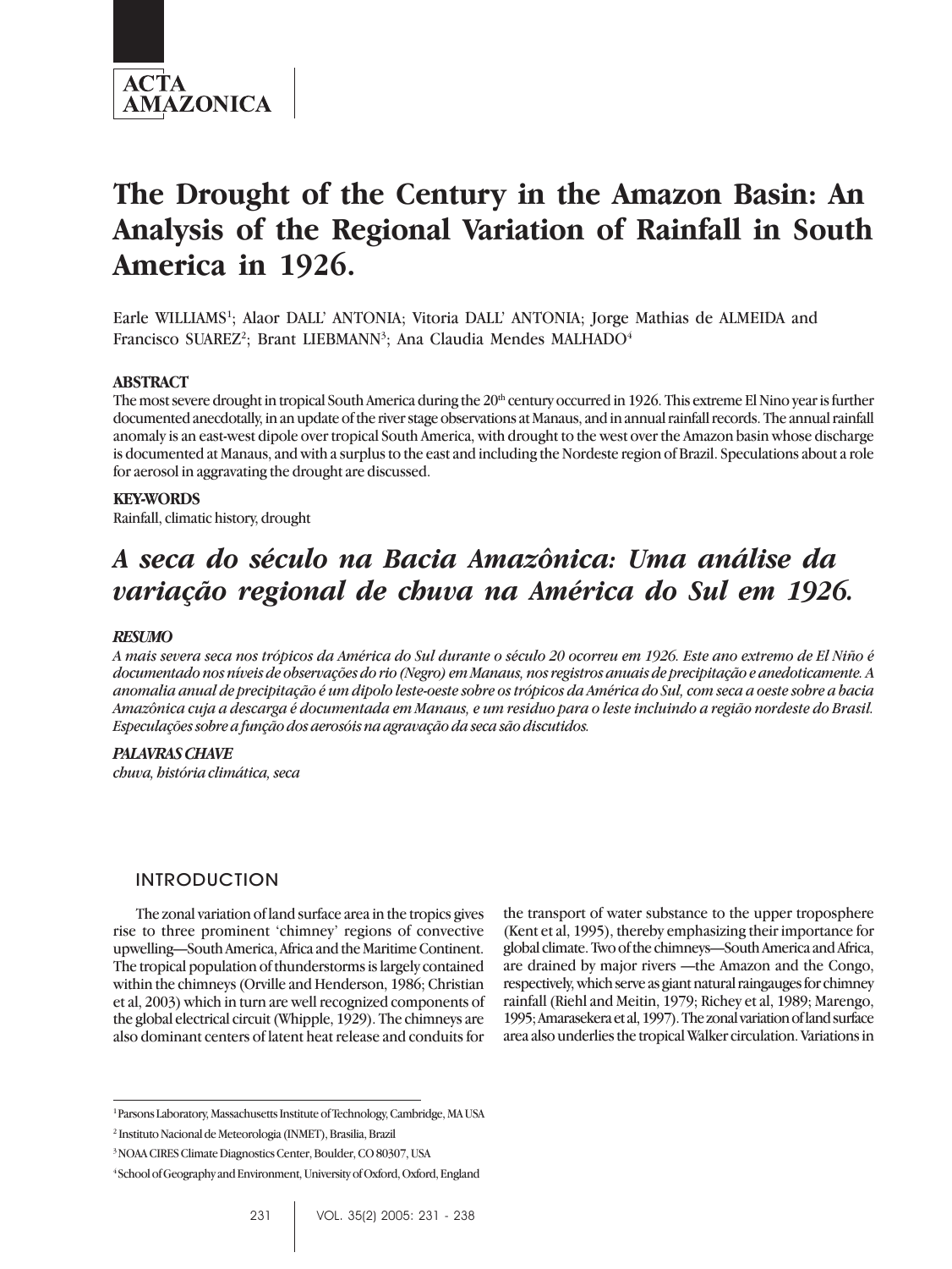# The Drought of the Century in the Amazon Basin: An Analysis of the Regional Variation of Rainfall in South America in 1926.

Earle WILLIAMS[1]; Alaor DALL' ANTONIA; Vitoria DALL' ANTONIA; Jorge Mathias de ALMEIDA and Francisco SUAREZ[2]; Brant LIEBMANN[3]; Ana Claudia Mendes MALHADO[4]

### ABSTRACT

The most severe drought in tropical South America during the 20th century occurred in 1926. This extreme El Nino year is further documented anecdotally, in an update of the river stage observations at Manaus, and in annual rainfall records. The annual rainfall anomaly is an east-west dipole over tropical South America, with drought to the west over the Amazon basin whose discharge is documented at Manaus, and with a surplus to the east and including the Nordeste region of Brazil. Speculations about a role for aerosol in aggravating the drought are discussed.

### KEY-WORDS

Rainfall, climatic history, drought

# *A seca do século na Bacia Amazônica: Uma análise da variação regional de chuva na América do Sul em 1926.*

### *RESUMO*

*A mais severa seca nos trópicos da América do Sul durante o século 20 ocorreu em 1926. Este ano extremo de El Niño é documentado nos níveis de observações do rio (Negro) em Manaus, nos registros anuais de precipitação e anedoticamente. A anomalia anual de precipitação é um dipolo leste-oeste sobre os trópicos da América do Sul, com seca a oeste sobre a bacia Amazônica cuja a descarga é documentada em Manaus, e um residuo para o leste incluindo a região nordeste do Brasil. Especulações sobre a função dos aerosóis na agravação da seca são discutidos.*

### *PALAVRAS CHAVE*

*chuva, história climática, seca*

## INTRODUCTION

The zonal variation of land surface area in the tropics gives rise to three prominent 'chimney' regions of convective upwelling—South America, Africa and the Maritime Continent. The tropical population of thunderstorms is largely contained within the chimneys (Orville and Henderson, 1986; Christian et al, 2003) which in turn are well recognized components of the global electrical circuit (Whipple, 1929). The chimneys are also dominant centers of latent heat release and conduits for the transport of water substance to the upper troposphere (Kent et al, 1995), thereby emphasizing their importance for global climate. Two of the chimneys—South America and Africa, are drained by major rivers —the Amazon and the Congo, respectively, which serve as giant natural raingauges for chimney rainfall (Riehl and Meitin, 1979; Richey et al, 1989; Marengo, 1995; Amarasekera et al, 1997). The zonal variation of land surface area also underlies the tropical Walker circulation. Variations in

---

[1] Parsons Laboratory, Massachusetts Institute of Technology, Cambridge, MA USA

[2] Instituto Nacional de Meteorologia (INMET), Brasilia, Brazil

[3] NOAA CIRES Climate Diagnostics Center, Boulder, CO 80307, USA

[4] School of Geography and Environment, University of Oxford, Oxford, England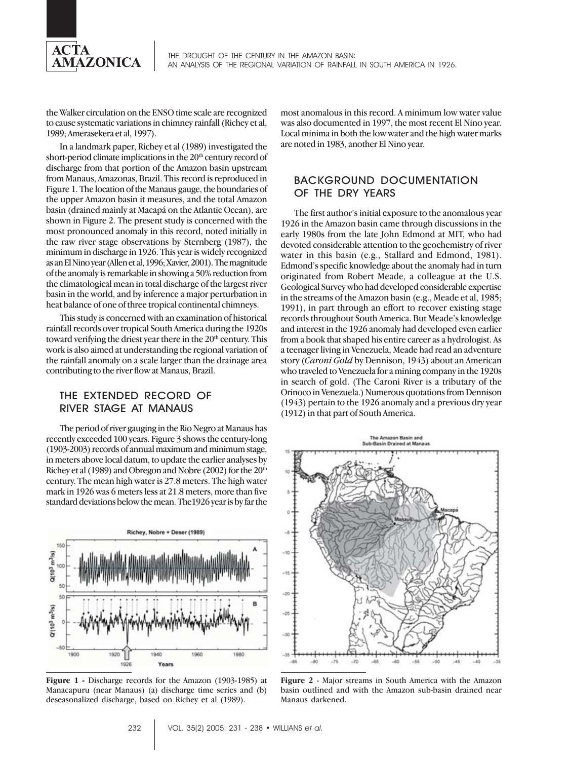the Walker circulation on the ENSO time scale are recognized to cause systematic variations in chimney rainfall (Richey et al, 1989; Amerasekera et al, 1997).

In a landmark paper, Richey et al (1989) investigated the short-period climate implications in the 20th century record of discharge from that portion of the Amazon basin upstream from Manaus, Amazonas, Brazil. This record is reproduced in Figure 1. The location of the Manaus gauge, the boundaries of the upper Amazon basin it measures, and the total Amazon basin (drained mainly at Macapá on the Atlantic Ocean), are shown in Figure 2. The present study is concerned with the most pronounced anomaly in this record, noted initially in the raw river stage observations by Sternberg (1987), the minimum in discharge in 1926. This year is widely recognized as an El Nino year (Allen et al, 1996; Xavier, 2001). The magnitude of the anomaly is remarkable in showing a 50% reduction from the climatological mean in total discharge of the largest river basin in the world, and by inference a major perturbation in heat balance of one of three tropical continental chimneys.

This study is concerned with an examination of historical rainfall records over tropical South America during the 1920s toward verifying the driest year there in the 20th century. This work is also aimed at understanding the regional variation of the rainfall anomaly on a scale larger than the drainage area contributing to the river flow at Manaus, Brazil.

## THE EXTENDED RECORD OF RIVER STAGE AT MANAUS

The period of river gauging in the Rio Negro at Manaus has recently exceeded 100 years. Figure 3 shows the century-long (1903-2003) records of annual maximum and minimum stage, in meters above local datum, to update the earlier analyses by Richey et al (1989) and Obregon and Nobre (2002) for the 20th century. The mean high water is 27.8 meters. The high water mark in 1926 was 6 meters less at 21.8 meters, more than five standard deviations below the mean. The1926 year is by far the most anomalous in this record. A minimum low water value was also documented in 1997, the most recent El Nino year. Local minima in both the low water and the high water marks are noted in 1983, another El Nino year.

**Figure 1 -** Discharge records for the Amazon (1903-1985) at Manacapuru (near Manaus) (a) discharge time series and (b) deseasonalized discharge, based on Richey et al (1989).

## BACKGROUND DOCUMENTATION OF THE DRY YEARS

The first author's initial exposure to the anomalous year 1926 in the Amazon basin came through discussions in the early 1980s from the late John Edmond at MIT, who had devoted considerable attention to the geochemistry of river water in this basin (e.g., Stallard and Edmond, 1981). Edmond's specific knowledge about the anomaly had in turn originated from Robert Meade, a colleague at the U.S. Geological Survey who had developed considerable expertise in the streams of the Amazon basin (e.g., Meade et al, 1985; 1991), in part through an effort to recover existing stage records throughout South America. But Meade's knowledge and interest in the 1926 anomaly had developed even earlier from a book that shaped his entire career as a hydrologist. As a teenager living in Venezuela, Meade had read an adventure story (*Caroni Gold* by Dennison, 1943) about an American who traveled to Venezuela for a mining company in the 1920s in search of gold. (The Caroni River is a tributary of the Orinoco in Venezuela.) Numerous quotations from Dennison (1943) pertain to the 1926 anomaly and a previous dry year (1912) in that part of South America.

**Figure 2 -** Major streams in South America with the Amazon basin outlined and with the Amazon sub-basin drained near Manaus darkened.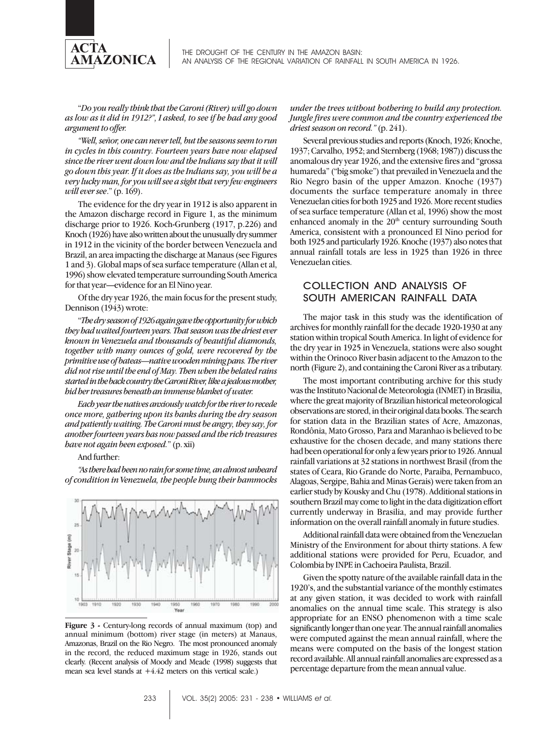"*Do you really think that the Caroni (River) will go down as low as it did in 1912?", I asked, to see if he had any good argument to offer.*

*"Well, señor, one can never tell, but the seasons seem to run in cycles in this country. Fourteen years have now elapsed since the river went down low and the Indians say that it will go down this year. If it does as the Indians say, you will be a very lucky man, for you will see a sight that very few engineers will ever see*." (p. 169).

The evidence for the dry year in 1912 is also apparent in the Amazon discharge record in Figure 1, as the minimum discharge prior to 1926. Koch-Grunberg (1917, p.226) and Knoch (1926) have also written about the unusually dry summer in 1912 in the vicinity of the border between Venezuela and Brazil, an area impacting the discharge at Manaus (see Figures 1 and 3). Global maps of sea surface temperature (Allan et al, 1996) show elevated temperature surrounding South America for that year—evidence for an El Nino year.

Of the dry year 1926, the main focus for the present study, Dennison (1943) wrote:

"*The dry season of 1926 again gave the opportunity for which they had waited fourteen years. That season was the driest ever known in Venezuela and thousands of beautiful diamonds, together with many ounces of gold, were recovered by the primitive use of bateas—native wooden mining pans. The river did not rise until the end of May. Then when the belated rains started in the back country the Caroni River, like a jealous mother, hid her treasures beneath an immense blanket of water.*

*Each year the natives anxiously watch for the river to recede once more, gathering upon its banks during the dry season and patiently waiting. The Caroni must be angry, they say, for another fourteen years has now passed and the rich treasures have not again been exposed.*" (p. xii)

And further:

*"As there had been no rain for some time, an almost unheard of condition in Venezuela, the people hung their hammocks under the trees without bothering to build any protection. Jungle fires were common and the country experienced the driest season on record."* (p. 241).

**Figure 3 -** Century-long records of annual maximum (top) and annual minimum (bottom) river stage (in meters) at Manaus, Amazonas, Brazil on the Rio Negro. The most pronounced anomaly in the record, the reduced maximum stage in 1926, stands out clearly. (Recent analysis of Moody and Meade (1998) suggests that mean sea level stands at +4.42 meters on this vertical scale.)

Several previous studies and reports (Knoch, 1926; Knoche, 1937; Carvalho, 1952; and Sternberg (1968; 1987)) discuss the anomalous dry year 1926, and the extensive fires and "grossa humareda" ("big smoke") that prevailed in Venezuela and the Rio Negro basin of the upper Amazon. Knoche (1937) documents the surface temperature anomaly in three Venezuelan cities for both 1925 and 1926. More recent studies of sea surface temperature (Allan et al, 1996) show the most enhanced anomaly in the 20th century surrounding South America, consistent with a pronounced El Nino period for both 1925 and particularly 1926. Knoche (1937) also notes that annual rainfall totals are less in 1925 than 1926 in three Venezuelan cities.

## COLLECTION AND ANALYSIS OF SOUTH AMERICAN RAINFALL DATA

The major task in this study was the identification of archives for monthly rainfall for the decade 1920-1930 at any station within tropical South America. In light of evidence for the dry year in 1925 in Venezuela, stations were also sought within the Orinoco River basin adjacent to the Amazon to the north (Figure 2), and containing the Caroni River as a tributary.

The most important contributing archive for this study was the Instituto Nacional de Meteorologia (INMET) in Brasilia, where the great majority of Brazilian historical meteorological observations are stored, in their original data books. The search for station data in the Brazilian states of Acre, Amazonas, Rondônia, Mato Grosso, Para and Maranhao is believed to be exhaustive for the chosen decade, and many stations there had been operational for only a few years prior to 1926. Annual rainfall variations at 32 stations in northwest Brasil (from the states of Ceara, Rio Grande do Norte, Paraiba, Pernambuco, Alagoas, Sergipe, Bahia and Minas Gerais) were taken from an earlier study by Kousky and Chu (1978). Additional stations in southern Brazil may come to light in the data digitization effort currently underway in Brasilia, and may provide further information on the overall rainfall anomaly in future studies.

Additional rainfall data were obtained from the Venezuelan Ministry of the Environment for about thirty stations. A few additional stations were provided for Peru, Ecuador, and Colombia by INPE in Cachoeira Paulista, Brazil.

Given the spotty nature of the available rainfall data in the 1920's, and the substantial variance of the monthly estimates at any given station, it was decided to work with rainfall anomalies on the annual time scale. This strategy is also appropriate for an ENSO phenomenon with a time scale significantly longer than one year. The annual rainfall anomalies were computed against the mean annual rainfall, where the means were computed on the basis of the longest station record available. All annual rainfall anomalies are expressed as a percentage departure from the mean annual value.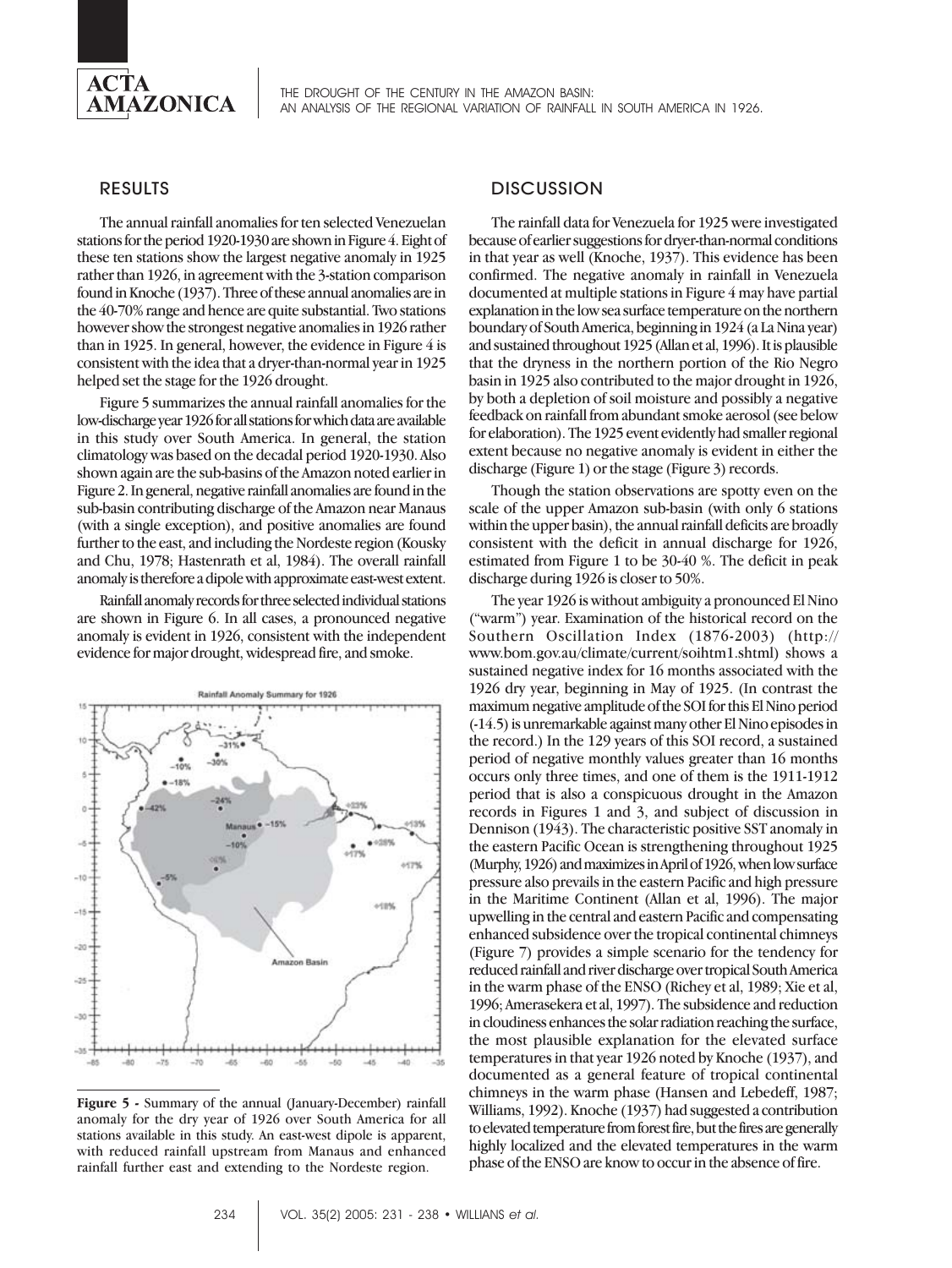## RESULTS

The annual rainfall anomalies for ten selected Venezuelan stations for the period 1920-1930 are shown in Figure 4. Eight of these ten stations show the largest negative anomaly in 1925 rather than 1926, in agreement with the 3-station comparison found in Knoche (1937). Three of these annual anomalies are in the 40-70% range and hence are quite substantial. Two stations however show the strongest negative anomalies in 1926 rather than in 1925. In general, however, the evidence in Figure 4 is consistent with the idea that a dryer-than-normal year in 1925 helped set the stage for the 1926 drought.

Figure 5 summarizes the annual rainfall anomalies for the low-discharge year 1926 for all stations for which data are available in this study over South America. In general, the station climatology was based on the decadal period 1920-1930. Also shown again are the sub-basins of the Amazon noted earlier in Figure 2. In general, negative rainfall anomalies are found in the sub-basin contributing discharge of the Amazon near Manaus (with a single exception), and positive anomalies are found further to the east, and including the Nordeste region (Kousky and Chu, 1978; Hastenrath et al, 1984). The overall rainfall anomaly is therefore a dipole with approximate east-west extent.

Rainfall anomaly records for three selected individual stations are shown in Figure 6. In all cases, a pronounced negative anomaly is evident in 1926, consistent with the independent evidence for major drought, widespread fire, and smoke.

**Figure 5 -** Summary of the annual (January-December) rainfall anomaly for the dry year of 1926 over South America for all stations available in this study. An east-west dipole is apparent, with reduced rainfall upstream from Manaus and enhanced rainfall further east and extending to the Nordeste region.

## DISCUSSION

The rainfall data for Venezuela for 1925 were investigated because of earlier suggestions for dryer-than-normal conditions in that year as well (Knoche, 1937). This evidence has been confirmed. The negative anomaly in rainfall in Venezuela documented at multiple stations in Figure 4 may have partial explanation in the low sea surface temperature on the northern boundary of South America, beginning in 1924 (a La Nina year) and sustained throughout 1925 (Allan et al, 1996). It is plausible that the dryness in the northern portion of the Rio Negro basin in 1925 also contributed to the major drought in 1926, by both a depletion of soil moisture and possibly a negative feedback on rainfall from abundant smoke aerosol (see below for elaboration). The 1925 event evidently had smaller regional extent because no negative anomaly is evident in either the discharge (Figure 1) or the stage (Figure 3) records.

Though the station observations are spotty even on the scale of the upper Amazon sub-basin (with only 6 stations within the upper basin), the annual rainfall deficits are broadly consistent with the deficit in annual discharge for 1926, estimated from Figure 1 to be 30-40 %. The deficit in peak discharge during 1926 is closer to 50%.

The year 1926 is without ambiguity a pronounced El Nino ("warm") year. Examination of the historical record on the Southern Oscillation Index (1876-2003) (http://www.bom.gov.au/climate/current/soihtm1.shtml) shows a sustained negative index for 16 months associated with the 1926 dry year, beginning in May of 1925. (In contrast the maximum negative amplitude of the SOI for this El Nino period (-14.5) is unremarkable against many other El Nino episodes in the record.) In the 129 years of this SOI record, a sustained period of negative monthly values greater than 16 months occurs only three times, and one of them is the 1911-1912 period that is also a conspicuous drought in the Amazon records in Figures 1 and 3, and subject of discussion in Dennison (1943). The characteristic positive SST anomaly in the eastern Pacific Ocean is strengthening throughout 1925 (Murphy, 1926) and maximizes in April of 1926, when low surface pressure also prevails in the eastern Pacific and high pressure in the Maritime Continent (Allan et al, 1996). The major upwelling in the central and eastern Pacific and compensating enhanced subsidence over the tropical continental chimneys (Figure 7) provides a simple scenario for the tendency for reduced rainfall and river discharge over tropical South America in the warm phase of the ENSO (Richey et al, 1989; Xie et al, 1996; Amerasekera et al, 1997). The subsidence and reduction in cloudiness enhances the solar radiation reaching the surface, the most plausible explanation for the elevated surface temperatures in that year 1926 noted by Knoche (1937), and documented as a general feature of tropical continental chimneys in the warm phase (Hansen and Lebedeff, 1987; Williams, 1992). Knoche (1937) had suggested a contribution to elevated temperature from forest fire, but the fires are generally highly localized and the elevated temperatures in the warm phase of the ENSO are know to occur in the absence of fire.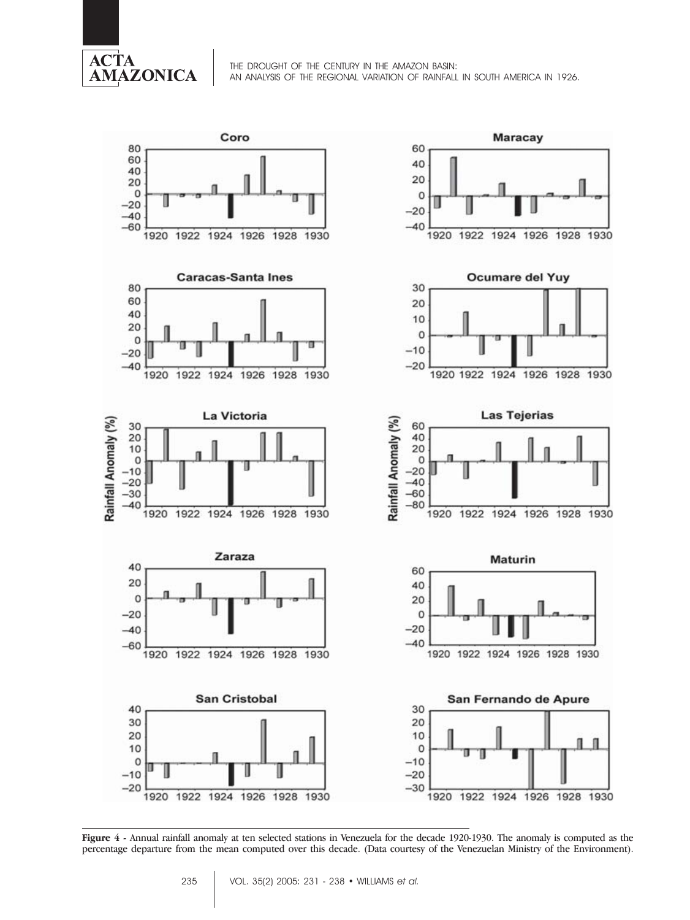**Figure 4** - Annual rainfall anomaly at ten selected stations in Venezuela for the decade 1920-1930. The anomaly is computed as the percentage departure from the mean computed over this decade. (Data courtesy of the Venezuelan Ministry of the Environment).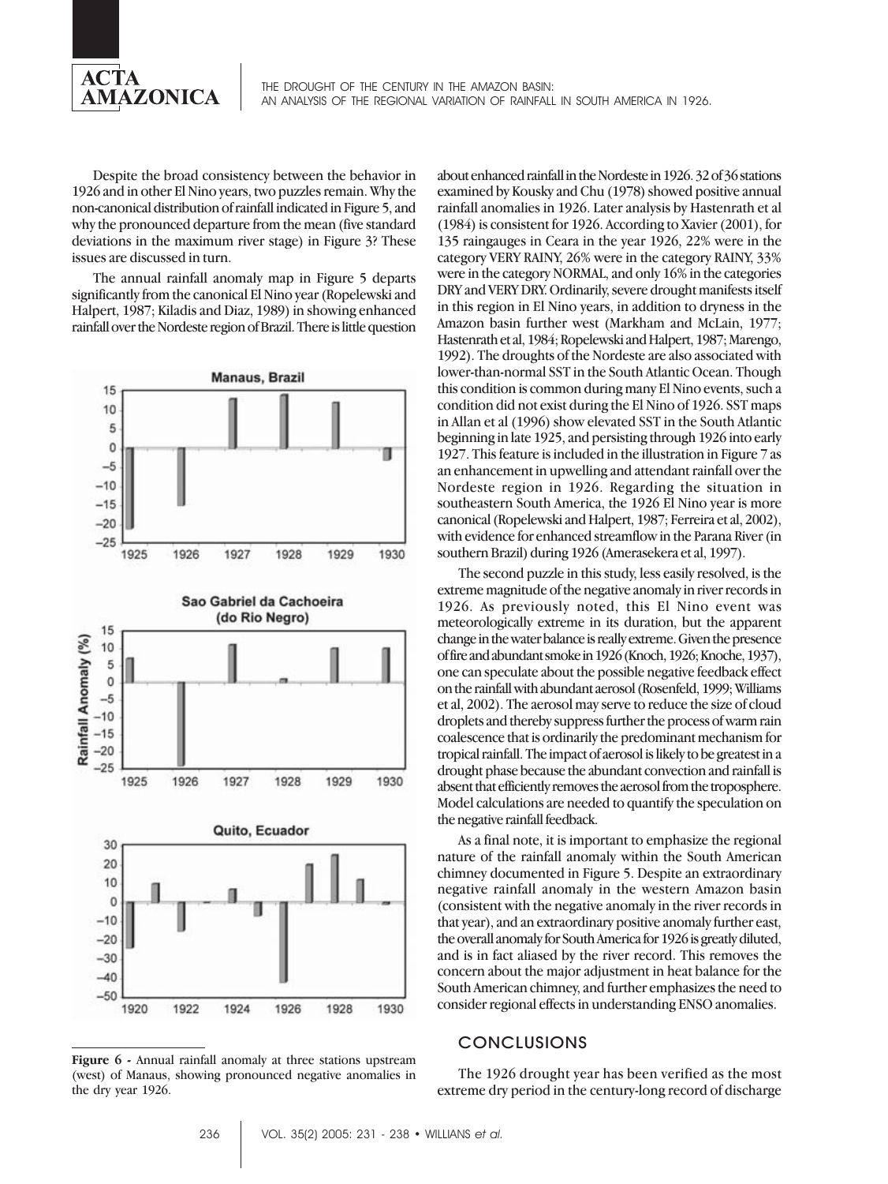Despite the broad consistency between the behavior in 1926 and in other El Nino years, two puzzles remain. Why the non-canonical distribution of rainfall indicated in Figure 5, and why the pronounced departure from the mean (five standard deviations in the maximum river stage) in Figure 3? These issues are discussed in turn.

The annual rainfall anomaly map in Figure 5 departs significantly from the canonical El Nino year (Ropelewski and Halpert, 1987; Kiladis and Diaz, 1989) in showing enhanced rainfall over the Nordeste region of Brazil. There is little question about enhanced rainfall in the Nordeste in 1926. 32 of 36 stations examined by Kousky and Chu (1978) showed positive annual rainfall anomalies in 1926. Later analysis by Hastenrath et al (1984) is consistent for 1926. According to Xavier (2001), for 135 raingauges in Ceara in the year 1926, 22% were in the category VERY RAINY, 26% were in the category RAINY, 33% were in the category NORMAL, and only 16% in the categories DRY and VERY DRY. Ordinarily, severe drought manifests itself in this region in El Nino years, in addition to dryness in the Amazon basin further west (Markham and McLain, 1977; Hastenrath et al, 1984; Ropelewski and Halpert, 1987; Marengo, 1992). The droughts of the Nordeste are also associated with lower-than-normal SST in the South Atlantic Ocean. Though this condition is common during many El Nino events, such a condition did not exist during the El Nino of 1926. SST maps in Allan et al (1996) show elevated SST in the South Atlantic beginning in late 1925, and persisting through 1926 into early 1927. This feature is included in the illustration in Figure 7 as an enhancement in upwelling and attendant rainfall over the Nordeste region in 1926. Regarding the situation in southeastern South America, the 1926 El Nino year is more canonical (Ropelewski and Halpert, 1987; Ferreira et al, 2002), with evidence for enhanced streamflow in the Parana River (in southern Brazil) during 1926 (Amerasekera et al, 1997).

The second puzzle in this study, less easily resolved, is the extreme magnitude of the negative anomaly in river records in 1926. As previously noted, this El Nino event was meteorologically extreme in its duration, but the apparent change in the water balance is really extreme. Given the presence of fire and abundant smoke in 1926 (Knoch, 1926; Knoche, 1937), one can speculate about the possible negative feedback effect on the rainfall with abundant aerosol (Rosenfeld, 1999; Williams et al, 2002). The aerosol may serve to reduce the size of cloud droplets and thereby suppress further the process of warm rain coalescence that is ordinarily the predominant mechanism for tropical rainfall. The impact of aerosol is likely to be greatest in a drought phase because the abundant convection and rainfall is absent that efficiently removes the aerosol from the troposphere. Model calculations are needed to quantify the speculation on the negative rainfall feedback.

As a final note, it is important to emphasize the regional nature of the rainfall anomaly within the South American chimney documented in Figure 5. Despite an extraordinary negative rainfall anomaly in the western Amazon basin (consistent with the negative anomaly in the river records in that year), and an extraordinary positive anomaly further east, the overall anomaly for South America for 1926 is greatly diluted, and is in fact aliased by the river record. This removes the concern about the major adjustment in heat balance for the South American chimney, and further emphasizes the need to consider regional effects in understanding ENSO anomalies.

**Figure 6 -** Annual rainfall anomaly at three stations upstream (west) of Manaus, showing pronounced negative anomalies in the dry year 1926.

## CONCLUSIONS

The 1926 drought year has been verified as the most extreme dry period in the century-long record of discharge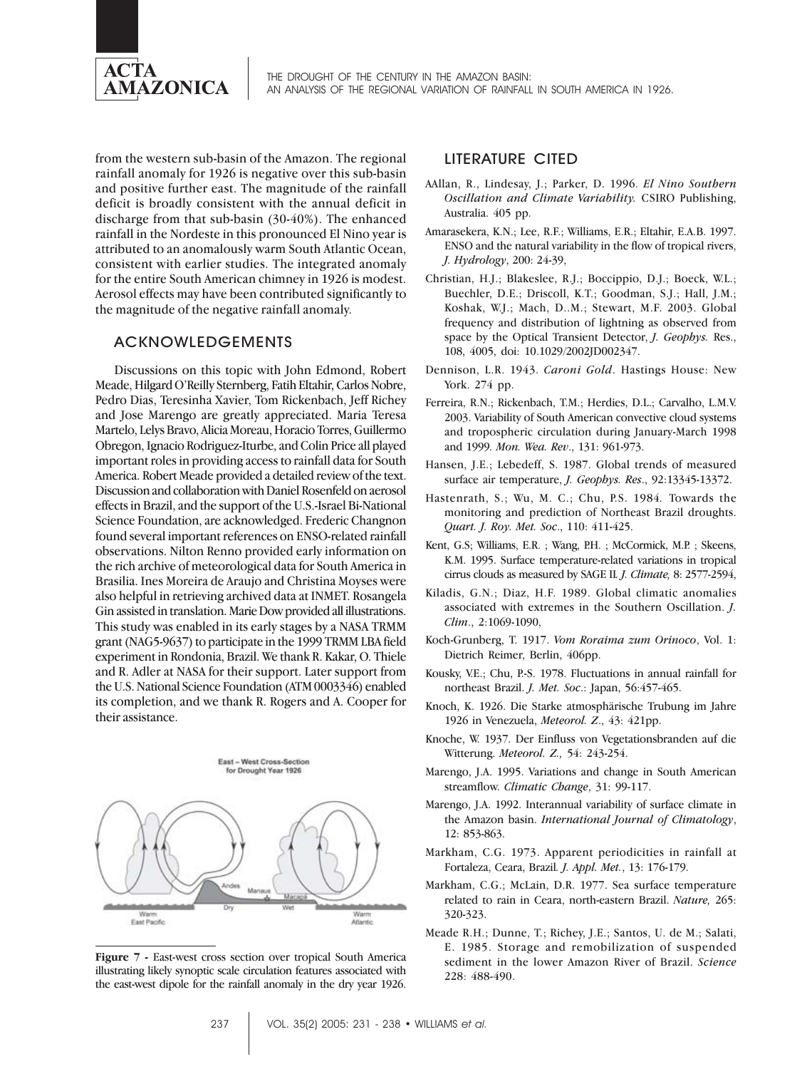from the western sub-basin of the Amazon. The regional rainfall anomaly for 1926 is negative over this sub-basin and positive further east. The magnitude of the rainfall deficit is broadly consistent with the annual deficit in discharge from that sub-basin (30-40%). The enhanced rainfall in the Nordeste in this pronounced El Nino year is attributed to an anomalously warm South Atlantic Ocean, consistent with earlier studies. The integrated anomaly for the entire South American chimney in 1926 is modest. Aerosol effects may have been contributed significantly to the magnitude of the negative rainfall anomaly.

## ACKNOWLEDGEMENTS

Discussions on this topic with John Edmond, Robert Meade, Hilgard O'Reilly Sternberg, Fatih Eltahir, Carlos Nobre, Pedro Dias, Teresinha Xavier, Tom Rickenbach, Jeff Richey and Jose Marengo are greatly appreciated. Maria Teresa Martelo, Lelys Bravo, Alicia Moreau, Horacio Torres, Guillermo Obregon, Ignacio Rodriguez-Iturbe, and Colin Price all played important roles in providing access to rainfall data for South America. Robert Meade provided a detailed review of the text. Discussion and collaboration with Daniel Rosenfeld on aerosol effects in Brazil, and the support of the U.S.-Israel Bi-National Science Foundation, are acknowledged. Frederic Changnon found several important references on ENSO-related rainfall observations. Nilton Renno provided early information on the rich archive of meteorological data for South America in Brasilia. Ines Moreira de Araujo and Christina Moyses were also helpful in retrieving archived data at INMET. Rosangela Gin assisted in translation. Marie Dow provided all illustrations. This study was enabled in its early stages by a NASA TRMM grant (NAG5-9637) to participate in the 1999 TRMM LBA field experiment in Rondonia, Brazil. We thank R. Kakar, O. Thiele and R. Adler at NASA for their support. Later support from the U.S. National Science Foundation (ATM 0003346) enabled its completion, and we thank R. Rogers and A. Cooper for their assistance.

**Figure 7 -** East-west cross section over tropical South America illustrating likely synoptic scale circulation features associated with the east-west dipole for the rainfall anomaly in the dry year 1926.

## LITERATURE CITED

AAllan, R., Lindesay, J.; Parker, D. 1996. *El Nino Southern Oscillation and Climate Variability.* CSIRO Publishing, Australia. 405 pp.

Amarasekera, K.N.; Lee, R.F.; Williams, E.R.; Eltahir, E.A.B. 1997. ENSO and the natural variability in the flow of tropical rivers, *J. Hydrology*, 200: 24-39,

Christian, H.J.; Blakeslee, R.J.; Boccippio, D.J.; Boeck, W.L.; Buechler, D.E.; Driscoll, K.T.; Goodman, S.J.; Hall, J.M.; Koshak, W.J.; Mach, D..M.; Stewart, M.F. 2003. Global frequency and distribution of lightning as observed from space by the Optical Transient Detector, *J. Geophys.* Res., 108, 4005, doi: 10.1029/2002JD002347.

Dennison, L.R. 1943. *Caroni Gold*. Hastings House: New York. 274 pp.

Ferreira, R.N.; Rickenbach, T.M.; Herdies, D.L.; Carvalho, L.M.V. 2003. Variability of South American convective cloud systems and tropospheric circulation during January-March 1998 and 1999. *Mon. Wea. Rev*., 131: 961-973.

Hansen, J.E.; Lebedeff, S. 1987. Global trends of measured surface air temperature, *J. Geophys. Res*., 92:13345-13372.

Hastenrath, S.; Wu, M. C.; Chu, P.S. 1984. Towards the monitoring and prediction of Northeast Brazil droughts. *Quart. J. Roy. Met. Soc*., 110: 411-425.

Kent, G.S; Williams, E.R. ; Wang, P.H. ; McCormick, M.P. ; Skeens, K.M. 1995. Surface temperature-related variations in tropical cirrus clouds as measured by SAGE II. *J. Climate,* 8: 2577-2594,

Kiladis, G.N.; Diaz, H.F. 1989. Global climatic anomalies associated with extremes in the Southern Oscillation. *J. Clim*., 2:1069-1090,

Koch-Grunberg, T. 1917. *Vom Roraima zum Orinoco*, Vol. 1: Dietrich Reimer, Berlin, 406pp.

Kousky, V.E.; Chu, P.-S. 1978. Fluctuations in annual rainfall for northeast Brazil. *J. Met. Soc*.: Japan, 56:457-465.

Knoch, K. 1926. Die Starke atmosphärische Trubung im Jahre 1926 in Venezuela, *Meteorol. Z*., 43: 421pp.

Knoche, W. 1937. Der Einfluss von Vegetationsbranden auf die Witterung. *Meteorol. Z.,* 54: 243-254.

Marengo, J.A. 1995. Variations and change in South American streamflow. *Climatic Change*, 31: 99-117.

Marengo, J.A. 1992. Interannual variability of surface climate in the Amazon basin. *International Journal of Climatology*, 12: 853-863.

Markham, C.G. 1973. Apparent periodicities in rainfall at Fortaleza, Ceara, Brazil. *J. Appl. Met.*, 13: 176-179.

Markham, C.G.; McLain, D.R. 1977. Sea surface temperature related to rain in Ceara, north-eastern Brazil. *Nature,* 265: 320-323.

Meade R.H.; Dunne, T.; Richey, J.E.; Santos, U. de M.; Salati, E. 1985. Storage and remobilization of suspended sediment in the lower Amazon River of Brazil. *Science* 228: 488-490.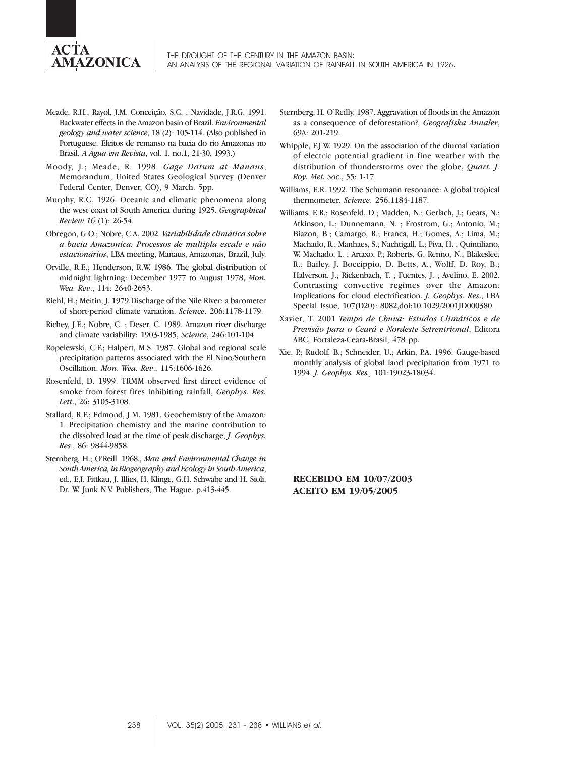Meade, R.H.; Rayol, J.M. Conceição, S.C. ; Navidade, J.R.G. 1991. Backwater effects in the Amazon basin of Brazil. *Environmental geology and water science*, 18 (2): 105-114. (Also published in Portuguese: Efeitos de remanso na bacia do rio Amazonas no Brasil. *A Água em Revista*, vol. 1, no.1, 21-30, 1993.)

Moody, J.; Meade, R. 1998. *Gage Datum at Manaus*, Memorandum, United States Geological Survey (Denver Federal Center, Denver, CO), 9 March. 5pp.

Murphy, R.C. 1926. Oceanic and climatic phenomena along the west coast of South America during 1925. *Geographical Review 16* (1): 26-54.

Obregon, G.O.; Nobre, C.A. 2002. *Variabilidade climática sobre a bacia Amazonica: Processos de multipla escale e não estacionários*, LBA meeting, Manaus, Amazonas, Brazil, July.

Orville, R.E.; Henderson, R.W. 1986. The global distribution of midnight lightning: December 1977 to August 1978, *Mon. Wea. Rev*., 114: 2640-2653.

Riehl, H.; Meitin, J. 1979.Discharge of the Nile River: a barometer of short-period climate variation. *Science*. 206:1178-1179.

Richey, J.E.; Nobre, C. ; Deser, C. 1989. Amazon river discharge and climate variability: 1903-1985, *Science*, 246:101-104

Ropelewski, C.F.; Halpert, M.S. 1987. Global and regional scale precipitation patterns associated with the El Nino/Southern Oscillation. *Mon. Wea. Rev*., 115:1606-1626.

Rosenfeld, D. 1999. TRMM observed first direct evidence of smoke from forest fires inhibiting rainfall, *Geophys. Res. Lett*., 26: 3105-3108.

Stallard, R.F.; Edmond, J.M. 1981. Geochemistry of the Amazon: 1. Precipitation chemistry and the marine contribution to the dissolved load at the time of peak discharge, *J. Geophys. Res*., 86: 9844-9858.

Sternberg, H.; O'Reill. 1968., *Man and Environmental Change in South America, in Biogeography and Ecology in South America*, ed., E.J. Fittkau, J. Illies, H. Klinge, G.H. Schwabe and H. Sioli, Dr. W. Junk N.V. Publishers, The Hague. p.413-445.

Sternberg, H. O'Reilly. 1987. Aggravation of floods in the Amazon as a consequence of deforestation?, *Geografiska Annaler*, 69A: 201-219.

Whipple, F.J.W. 1929. On the association of the diurnal variation of electric potential gradient in fine weather with the distribution of thunderstorms over the globe, *Quart. J. Roy. Met. Soc*., 55: 1-17.

Williams, E.R. 1992. The Schumann resonance: A global tropical thermometer. *Science*. 256:1184-1187.

Williams, E.R.; Rosenfeld, D.; Madden, N.; Gerlach, J.; Gears, N.; Atkinson, L.; Dunnemann, N. ; Frostrom, G.; Antonio, M.; Biazon, B.; Camargo, R.; Franca, H.; Gomes, A.; Lima, M.; Machado, R.; Manhaes, S.; Nachtigall, L.; Piva, H. ; Quintiliano, W. Machado, L. ; Artaxo, P.; Roberts, G. Renno, N.; Blakeslee, R.; Bailey, J. Boccippio, D. Betts, A.; Wolff, D. Roy, B.; Halverson, J.; Rickenbach, T. ; Fuentes, J. ; Avelino, E. 2002. Contrasting convective regimes over the Amazon: Implications for cloud electrification. *J. Geophys. Res*., LBA Special Issue, 107(D20): 8082,doi:10.1029/2001JD000380.

Xavier, T. 2001 *Tempo de Chuva: Estudos Climáticos e de Previsão para o Ceará e Nordeste Setrentrional*, Editora ABC, Fortaleza-Ceara-Brasil, 478 pp.

Xie, P.; Rudolf, B.; Schneider, U.; Arkin, P.A. 1996. Gauge-based monthly analysis of global land precipitation from 1971 to 1994. *J. Geophys. Res.,* 101:19023-18034.

**RECEBIDO EM 10/07/2003**
**ACEITO EM 19/05/2005**